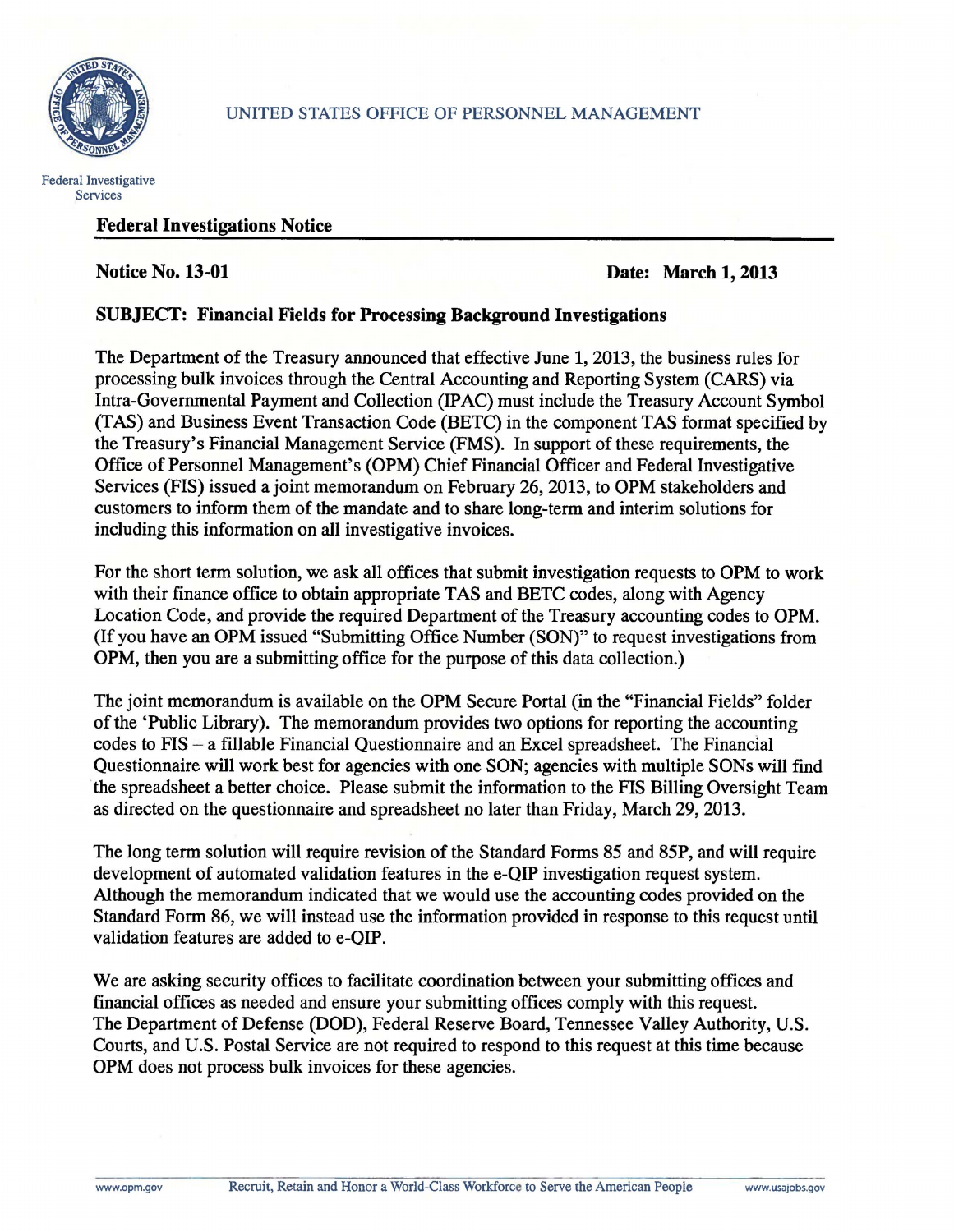UNITED STATES OFFICE OF PERSONNEL MANAGEMENT

Federal Investigative Services

## Federal Investigations Notice

**Notice No. 13-01** **Date: March 1, 2013**

**SUBJECT: Financial Fields for Processing Background Investigations**

The Department of the Treasury announced that effective June 1, 2013, the business rules for processing bulk invoices through the Central Accounting and Reporting System (CARS) via Intra-Governmental Payment and Collection (IPAC) must include the Treasury Account Symbol (TAS) and Business Event Transaction Code (BETC) in the component TAS format specified by the Treasury's Financial Management Service (FMS). In support of these requirements, the Office of Personnel Management's (OPM) Chief Financial Officer and Federal Investigative Services (FIS) issued a joint memorandum on February 26, 2013, to OPM stakeholders and customers to inform them of the mandate and to share long-term and interim solutions for including this information on all investigative invoices.

For the short term solution, we ask all offices that submit investigation requests to OPM to work with their finance office to obtain appropriate TAS and BETC codes, along with Agency Location Code, and provide the required Department of the Treasury accounting codes to OPM. (If you have an OPM issued "Submitting Office Number (SON)" to request investigations from OPM, then you are a submitting office for the purpose of this data collection.)

The joint memorandum is available on the OPM Secure Portal (in the "Financial Fields" folder of the 'Public Library). The memorandum provides two options for reporting the accounting codes to FIS – a fillable Financial Questionnaire and an Excel spreadsheet. The Financial Questionnaire will work best for agencies with one SON; agencies with multiple SONs will find the spreadsheet a better choice. Please submit the information to the FIS Billing Oversight Team as directed on the questionnaire and spreadsheet no later than Friday, March 29, 2013.

The long term solution will require revision of the Standard Forms 85 and 85P, and will require development of automated validation features in the e-QIP investigation request system. Although the memorandum indicated that we would use the accounting codes provided on the Standard Form 86, we will instead use the information provided in response to this request until validation features are added to e-QIP.

We are asking security offices to facilitate coordination between your submitting offices and financial offices as needed and ensure your submitting offices comply with this request. The Department of Defense (DOD), Federal Reserve Board, Tennessee Valley Authority, U.S. Courts, and U.S. Postal Service are not required to respond to this request at this time because OPM does not process bulk invoices for these agencies.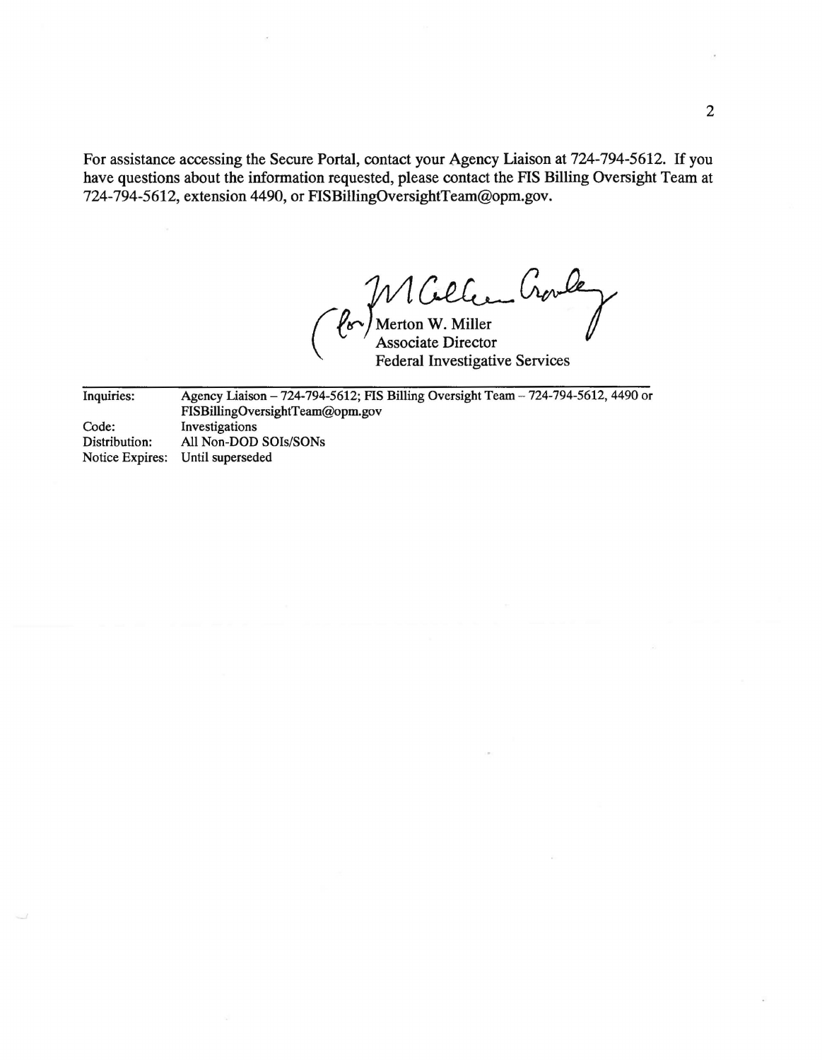For assistance accessing the Secure Portal, contact your Agency Liaison at 724-794-5612. If you have questions about the information requested, please contact the FIS Billing Oversight Team at 724-794-5612, extension 4490, or FISBillingOversightTeam@opm.gov.

(for) M Colleen Crowley

Merton W. Miller
Associate Director
Federal Investigative Services

| | |
|---|---|
| Inquiries: | Agency Liaison – 724-794-5612; FIS Billing Oversight Team – 724-794-5612, 4490 or FISBillingOversightTeam@opm.gov |
| Code: | Investigations |
| Distribution: | All Non-DOD SOIs/SONs |
| Notice Expires: | Until superseded |